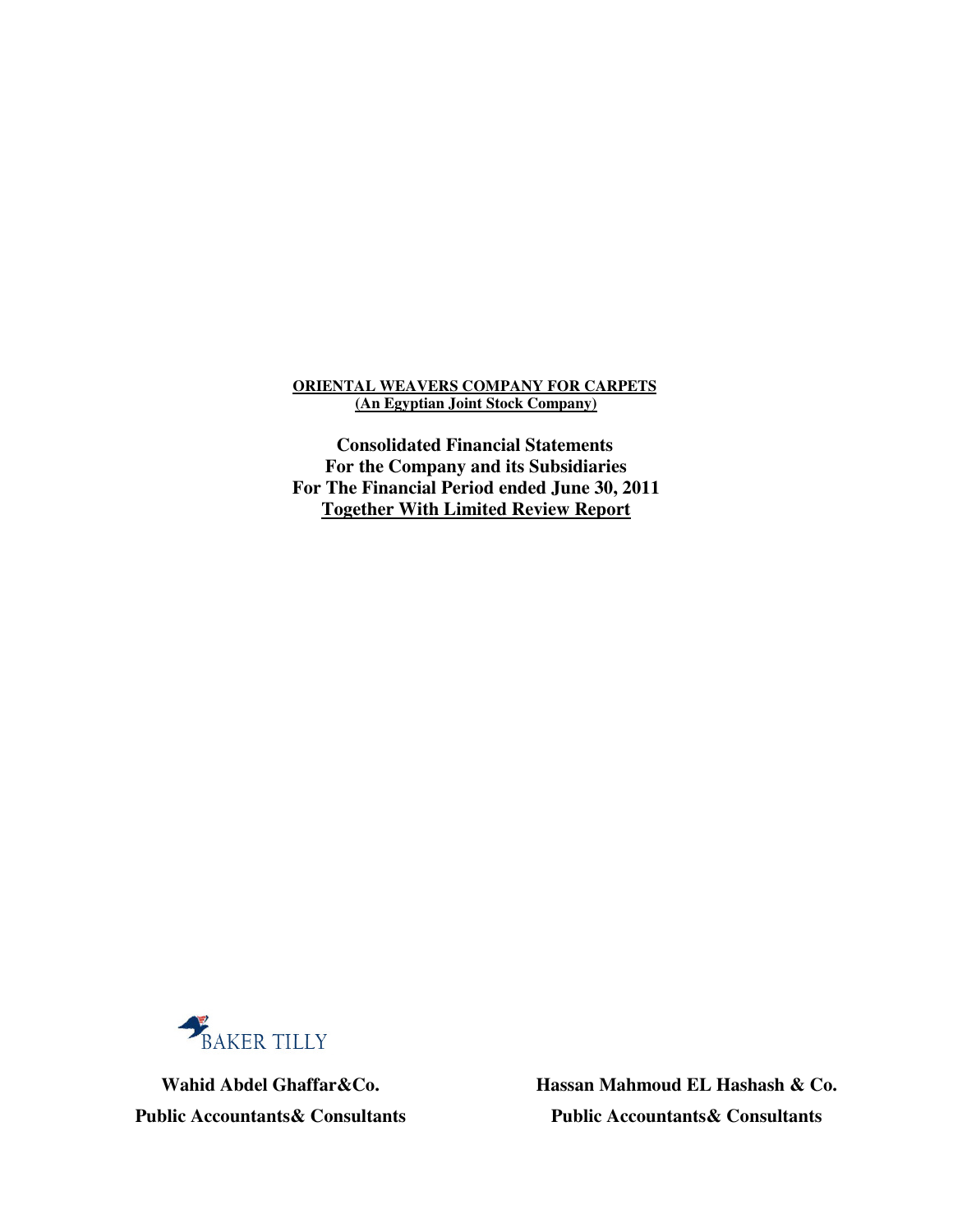**ORIENTAL WEAVERS COMPANY FOR CARPETS**
**(An Egyptian Joint Stock Company)**

# Consolidated Financial Statements
# For the Company and its Subsidiaries
# For The Financial Period ended June 30, 2011
# Together With Limited Review Report

BAKER TILLY

**Wahid Abdel Ghaffar&Co.**
**Public Accountants& Consultants**

**Hassan Mahmoud EL Hashash & Co.**
**Public Accountants& Consultants**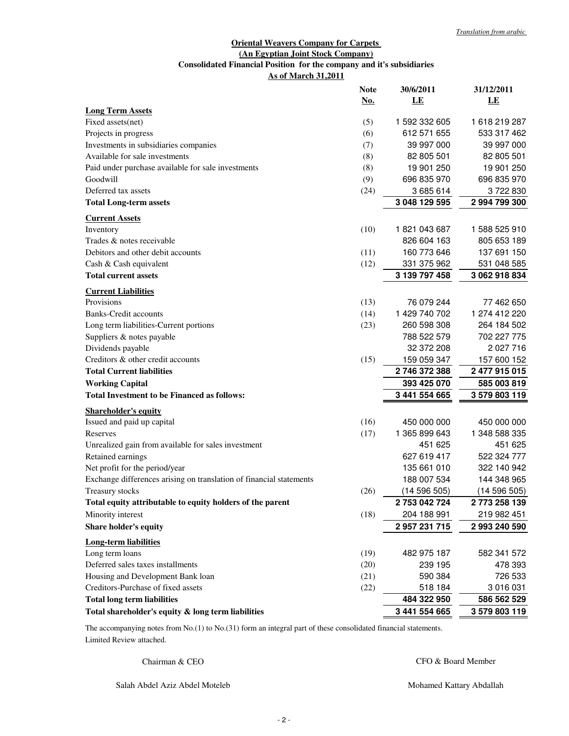*Translation from arabic*

**Oriental Weavers Company for Carpets**
**(An Egyptian Joint Stock Company)**
**Consolidated Financial Position for the company and it's subsidiaries**
**As of March 31,2011**

| | Note No. | 30/6/2011 LE | 31/12/2011 LE |
|---|---|---|---|
| **Long Term Assets** | | | |
| Fixed assets(net) | (5) | 1 592 332 605 | 1 618 219 287 |
| Projects in progress | (6) | 612 571 655 | 533 317 462 |
| Investments in subsidiaries companies | (7) | 39 997 000 | 39 997 000 |
| Available for sale investments | (8) | 82 805 501 | 82 805 501 |
| Paid under purchase available for sale investments | (8) | 19 901 250 | 19 901 250 |
| Goodwill | (9) | 696 835 970 | 696 835 970 |
| Deferred tax assets | (24) | 3 685 614 | 3 722 830 |
| **Total Long-term assets** | | **3 048 129 595** | **2 994 799 300** |
| **Current Assets** | | | |
| Inventory | (10) | 1 821 043 687 | 1 588 525 910 |
| Trades & notes receivable | | 826 604 163 | 805 653 189 |
| Debitors and other debit accounts | (11) | 160 773 646 | 137 691 150 |
| Cash & Cash equivalent | (12) | 331 375 962 | 531 048 585 |
| **Total current assets** | | **3 139 797 458** | **3 062 918 834** |
| **Current Liabilities** | | | |
| Provisions | (13) | 76 079 244 | 77 462 650 |
| Banks-Credit accounts | (14) | 1 429 740 702 | 1 274 412 220 |
| Long term liabilities-Current portions | (23) | 260 598 308 | 264 184 502 |
| Suppliers & notes payable | | 788 522 579 | 702 227 775 |
| Dividends payable | | 32 372 208 | 2 027 716 |
| Creditors & other credit accounts | (15) | 159 059 347 | 157 600 152 |
| **Total Current liabilities** | | **2 746 372 388** | **2 477 915 015** |
| **Working Capital** | | **393 425 070** | **585 003 819** |
| **Total Investment to be Financed as follows:** | | **3 441 554 665** | **3 579 803 119** |
| **Shareholder's equity** | | | |
| Issued and paid up capital | (16) | 450 000 000 | 450 000 000 |
| Reserves | (17) | 1 365 899 643 | 1 348 588 335 |
| Unrealized gain from available for sales investment | | 451 625 | 451 625 |
| Retained earnings | | 627 619 417 | 522 324 777 |
| Net profit for the period/year | | 135 661 010 | 322 140 942 |
| Exchange differences arising on translation of financial statements | | 188 007 534 | 144 348 965 |
| Treasury stocks | (26) | (14 596 505) | (14 596 505) |
| **Total equity attributable to equity holders of the parent** | | **2 753 042 724** | **2 773 258 139** |
| Minority interest | (18) | 204 188 991 | 219 982 451 |
| **Share holder's equity** | | **2 957 231 715** | **2 993 240 590** |
| **Long-term liabilities** | | | |
| Long term loans | (19) | 482 975 187 | 582 341 572 |
| Deferred sales taxes installments | (20) | 239 195 | 478 393 |
| Housing and Development Bank loan | (21) | 590 384 | 726 533 |
| Creditors-Purchase of fixed assets | (22) | 518 184 | 3 016 031 |
| **Total long term liabilities** | | **484 322 950** | **586 562 529** |
| **Total shareholder's equity & long term liabilities** | | **3 441 554 665** | **3 579 803 119** |

The accompanying notes from No.(1) to No.(31) form an integral part of these consolidated financial statements.
Limited Review attached.

Chairman & CEO — Salah Abdel Aziz Abdel Moteleb

CFO & Board Member — Mohamed Kattary Abdallah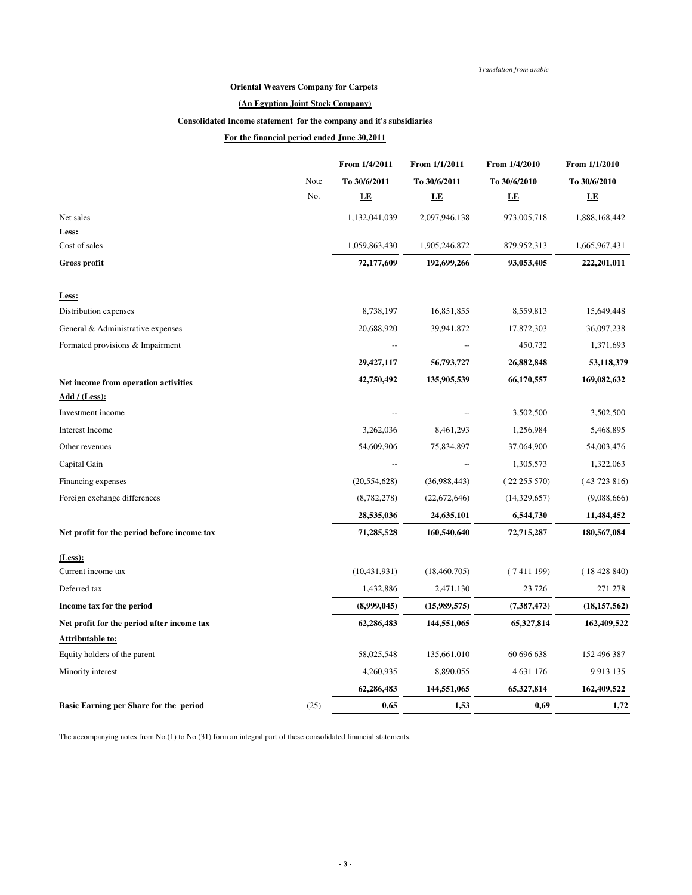*Translation from arabic*

**Oriental Weavers Company for Carpets**

**(An Egyptian Joint Stock Company)**

**Consolidated Income statement for the company and it's subsidiaries**

**For the financial period ended June 30,2011**

| | Note No. | From 1/4/2011 To 30/6/2011 LE | From 1/1/2011 To 30/6/2011 LE | From 1/4/2010 To 30/6/2010 LE | From 1/1/2010 To 30/6/2010 LE |
|---|---|---|---|---|---|
| Net sales | | 1,132,041,039 | 2,097,946,138 | 973,005,718 | 1,888,168,442 |
| **Less:** | | | | | |
| Cost of sales | | 1,059,863,430 | 1,905,246,872 | 879,952,313 | 1,665,967,431 |
| **Gross profit** | | **72,177,609** | **192,699,266** | **93,053,405** | **222,201,011** |
| **Less:** | | | | | |
| Distribution expenses | | 8,738,197 | 16,851,855 | 8,559,813 | 15,649,448 |
| General & Administrative expenses | | 20,688,920 | 39,941,872 | 17,872,303 | 36,097,238 |
| Formated provisions & Impairment | | -- | -- | 450,732 | 1,371,693 |
| | | **29,427,117** | **56,793,727** | **26,882,848** | **53,118,379** |
| **Net income from operation activities** | | **42,750,492** | **135,905,539** | **66,170,557** | **169,082,632** |
| **Add / (Less):** | | | | | |
| Investment income | | -- | -- | 3,502,500 | 3,502,500 |
| Interest Income | | 3,262,036 | 8,461,293 | 1,256,984 | 5,468,895 |
| Other revenues | | 54,609,906 | 75,834,897 | 37,064,900 | 54,003,476 |
| Capital Gain | | -- | -- | 1,305,573 | 1,322,063 |
| Financing expenses | | (20,554,628) | (36,988,443) | ( 22 255 570) | ( 43 723 816) |
| Foreign exchange differences | | (8,782,278) | (22,672,646) | (14,329,657) | (9,088,666) |
| | | **28,535,036** | **24,635,101** | **6,544,730** | **11,484,452** |
| **Net profit for the period before income tax** | | **71,285,528** | **160,540,640** | **72,715,287** | **180,567,084** |
| **(Less):** | | | | | |
| Current income tax | | (10,431,931) | (18,460,705) | ( 7 411 199) | ( 18 428 840) |
| Deferred tax | | 1,432,886 | 2,471,130 | 23 726 | 271 278 |
| **Income tax for the period** | | **(8,999,045)** | **(15,989,575)** | **(7,387,473)** | **(18,157,562)** |
| **Net profit for the period after income tax** | | **62,286,483** | **144,551,065** | **65,327,814** | **162,409,522** |
| **Attributable to:** | | | | | |
| Equity holders of the parent | | 58,025,548 | 135,661,010 | 60 696 638 | 152 496 387 |
| Minority interest | | 4,260,935 | 8,890,055 | 4 631 176 | 9 913 135 |
| | | **62,286,483** | **144,551,065** | **65,327,814** | **162,409,522** |
| **Basic Earning per Share for the period** | (25) | **0,65** | **1,53** | **0,69** | **1,72** |

The accompanying notes from No.(1) to No.(31) form an integral part of these consolidated financial statements.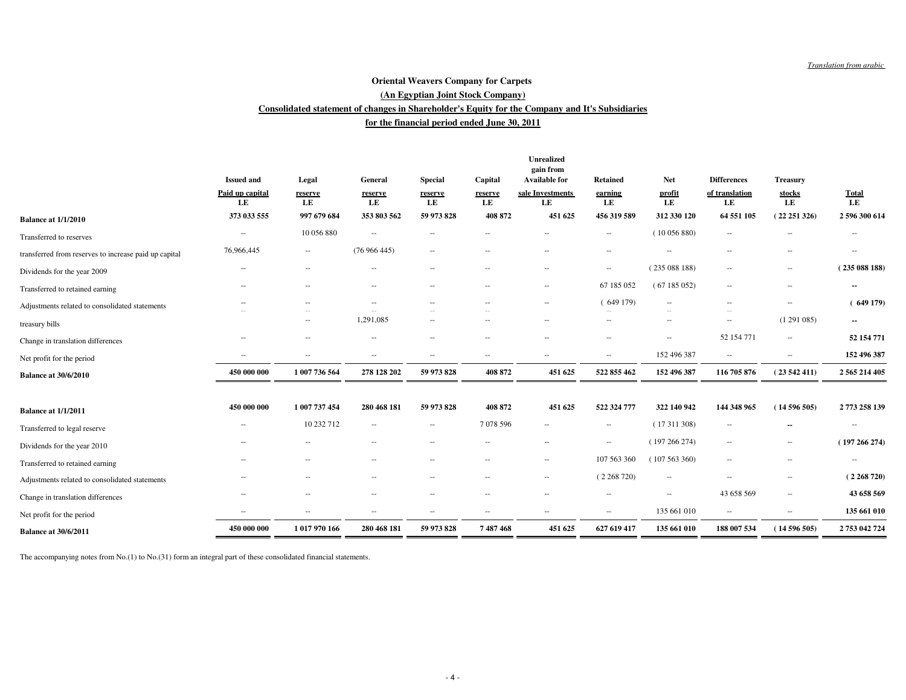*Translation from arabic*

**Oriental Weavers Company for Carpets**

**(An Egyptian Joint Stock Company)**

**Consolidated statement of changes in Shareholder's Equity for the Company and It's Subsidiaries**

**for the financial period ended June 30, 2011**

| | Issued and Paid up capital LE | Legal reserve LE | General reserve LE | Special reserve LE | Capital reserve LE | Unrealized gain from Available for sale Investments LE | Retained earning LE | Net profit LE | Differences of translation LE | Treasury stocks LE | Total LE |
|---|---|---|---|---|---|---|---|---|---|---|---|
| **Balance at 1/1/2010** | **373 033 555** | **997 679 684** | **353 803 562** | **59 973 828** | **408 872** | **451 625** | **456 319 589** | **312 330 120** | **64 551 105** | **( 22 251 326)** | **2 596 300 614** |
| Transferred to reserves | -- | 10 056 880 | -- | -- | -- | -- | -- | ( 10 056 880) | -- | -- | -- |
| transferred from reserves to increase paid up capital | 76,966,445 | -- | (76 966 445) | -- | -- | -- | -- | -- | -- | -- | -- |
| Dividends for the year 2009 | -- | -- | -- | -- | -- | -- | -- | ( 235 088 188) | -- | -- | **( 235 088 188)** |
| Transferred to retained earning | -- | -- | -- | -- | -- | -- | 67 185 052 | ( 67 185 052) | -- | -- | **--** |
| Adjustments related to consolidated statements | -- | -- | -- | -- | -- | -- | ( 649 179) | -- | -- | -- | **( 649 179)** |
| treasury bills | | -- | 1,291,085 | -- | -- | -- | -- | -- | -- | (1 291 085) | **--** |
| Change in translation differences | -- | -- | -- | -- | -- | -- | -- | -- | 52 154 771 | -- | **52 154 771** |
| Net profit for the period | -- | -- | -- | -- | -- | -- | -- | 152 496 387 | -- | -- | **152 496 387** |
| **Balance at 30/6/2010** | **450 000 000** | **1 007 736 564** | **278 128 202** | **59 973 828** | **408 872** | **451 625** | **522 855 462** | **152 496 387** | **116 705 876** | **( 23 542 411)** | **2 565 214 405** |
| | | | | | | | | | | | |
| **Balance at 1/1/2011** | **450 000 000** | **1 007 737 454** | **280 468 181** | **59 973 828** | **408 872** | **451 625** | **522 324 777** | **322 140 942** | **144 348 965** | **( 14 596 505)** | **2 773 258 139** |
| Transferred to legal reserve | -- | 10 232 712 | -- | -- | 7 078 596 | -- | -- | ( 17 311 308) | -- | **--** | -- |
| Dividends for the year 2010 | -- | -- | -- | -- | -- | -- | -- | ( 197 266 274) | -- | -- | **( 197 266 274)** |
| Transferred to retained earning | -- | -- | -- | -- | -- | -- | 107 563 360 | ( 107 563 360) | -- | -- | -- |
| Adjustments related to consolidated statements | -- | -- | -- | -- | -- | -- | ( 2 268 720) | -- | -- | -- | **( 2 268 720)** |
| Change in translation differences | -- | -- | -- | -- | -- | -- | -- | -- | 43 658 569 | -- | **43 658 569** |
| Net profit for the period | -- | -- | -- | -- | -- | -- | -- | 135 661 010 | -- | -- | **135 661 010** |
| **Balance at 30/6/2011** | **450 000 000** | **1 017 970 166** | **280 468 181** | **59 973 828** | **7 487 468** | **451 625** | **627 619 417** | **135 661 010** | **188 007 534** | **( 14 596 505)** | **2 753 042 724** |

The accompanying notes from No.(1) to No.(31) form an integral part of these consolidated financial statements.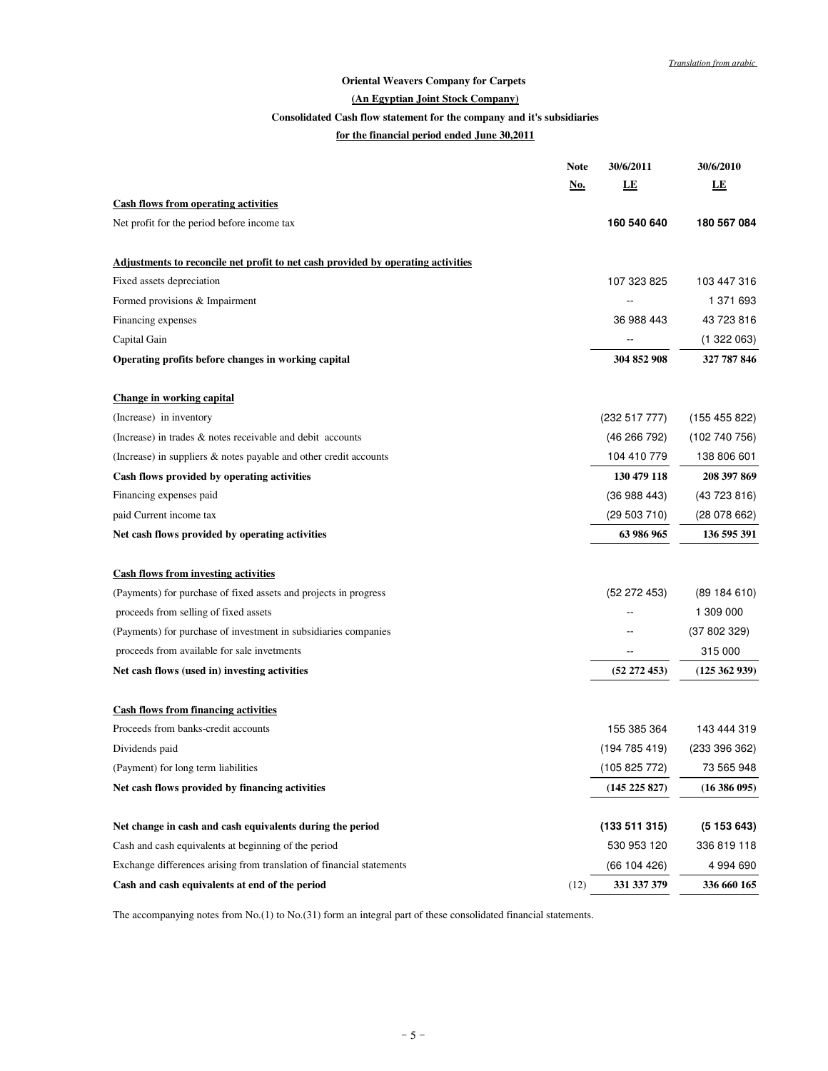*Translation from arabic*

**Oriental Weavers Company for Carpets**

**(An Egyptian Joint Stock Company)**

**Consolidated Cash flow statement for the company and it's subsidiaries**

**for the financial period ended June 30,2011**

| | Note No. | 30/6/2011 LE | 30/6/2010 LE |
|---|---|---|---|
| **Cash flows from operating activities** | | | |
| Net profit for the period before income tax | | **160 540 640** | **180 567 084** |
| **Adjustments to reconcile net profit to net cash provided by operating activities** | | | |
| Fixed assets depreciation | | 107 323 825 | 103 447 316 |
| Formed provisions & Impairment | | -- | 1 371 693 |
| Financing expenses | | 36 988 443 | 43 723 816 |
| Capital Gain | | -- | (1 322 063) |
| **Operating profits before changes in working capital** | | **304 852 908** | **327 787 846** |
| **Change in working capital** | | | |
| (Increase) in inventory | | (232 517 777) | (155 455 822) |
| (Increase) in trades & notes receivable and debit accounts | | (46 266 792) | (102 740 756) |
| (Increase) in suppliers & notes payable and other credit accounts | | 104 410 779 | 138 806 601 |
| **Cash flows provided by operating activities** | | **130 479 118** | **208 397 869** |
| Financing expenses paid | | (36 988 443) | (43 723 816) |
| paid Current income tax | | (29 503 710) | (28 078 662) |
| **Net cash flows provided by operating activities** | | **63 986 965** | **136 595 391** |
| **Cash flows from investing activities** | | | |
| (Payments) for purchase of fixed assets and projects in progress | | (52 272 453) | (89 184 610) |
| proceeds from selling of fixed assets | | -- | 1 309 000 |
| (Payments) for purchase of investment in subsidiaries companies | | -- | (37 802 329) |
| proceeds from available for sale invetments | | -- | 315 000 |
| **Net cash flows (used in) investing activities** | | **(52 272 453)** | **(125 362 939)** |
| **Cash flows from financing activities** | | | |
| Proceeds from banks-credit accounts | | 155 385 364 | 143 444 319 |
| Dividends paid | | (194 785 419) | (233 396 362) |
| (Payment) for long term liabilities | | (105 825 772) | 73 565 948 |
| **Net cash flows provided by financing activities** | | **(145 225 827)** | **(16 386 095)** |
| **Net change in cash and cash equivalents during the period** | | **(133 511 315)** | **(5 153 643)** |
| Cash and cash equivalents at beginning of the period | | 530 953 120 | 336 819 118 |
| Exchange differences arising from translation of financial statements | | (66 104 426) | 4 994 690 |
| **Cash and cash equivalents at end of the period** | (12) | **331 337 379** | **336 660 165** |

The accompanying notes from No.(1) to No.(31) form an integral part of these consolidated financial statements.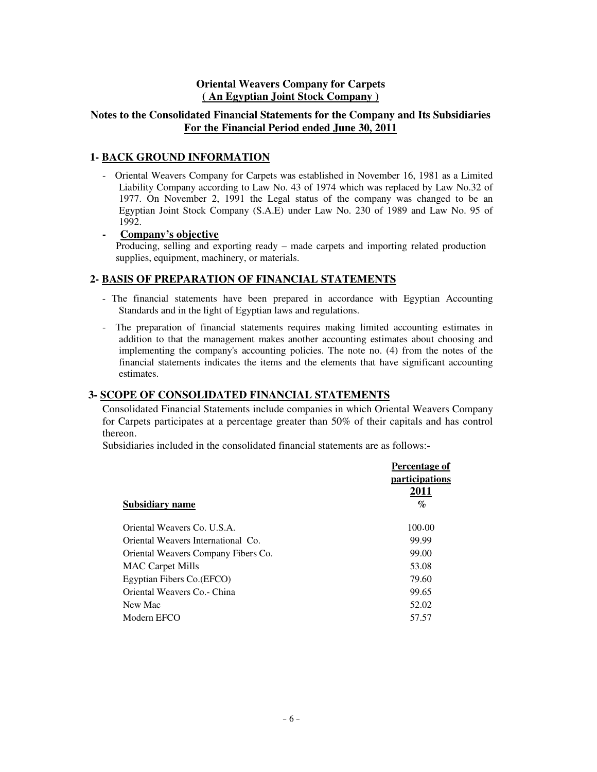**Oriental Weavers Company for Carpets**
**( An Egyptian Joint Stock Company )**

## Notes to the Consolidated Financial Statements for the Company and Its Subsidiaries For the Financial Period ended June 30, 2011

### 1- BACK GROUND INFORMATION

- Oriental Weavers Company for Carpets was established in November 16, 1981 as a Limited Liability Company according to Law No. 43 of 1974 which was replaced by Law No.32 of 1977. On November 2, 1991 the Legal status of the company was changed to be an Egyptian Joint Stock Company (S.A.E) under Law No. 230 of 1989 and Law No. 95 of 1992.

- **Company's objective**

  Producing, selling and exporting ready – made carpets and importing related production supplies, equipment, machinery, or materials.

### 2- BASIS OF PREPARATION OF FINANCIAL STATEMENTS

- The financial statements have been prepared in accordance with Egyptian Accounting Standards and in the light of Egyptian laws and regulations.
- The preparation of financial statements requires making limited accounting estimates in addition to that the management makes another accounting estimates about choosing and implementing the company's accounting policies. The note no. (4) from the notes of the financial statements indicates the items and the elements that have significant accounting estimates.

### 3- SCOPE OF CONSOLIDATED FINANCIAL STATEMENTS

Consolidated Financial Statements include companies in which Oriental Weavers Company for Carpets participates at a percentage greater than 50% of their capitals and has control thereon.

Subsidiaries included in the consolidated financial statements are as follows:-

| Subsidiary name | Percentage of participations 2011 % |
|---|---|
| Oriental Weavers Co. U.S.A. | 100.00 |
| Oriental Weavers International Co. | 99.99 |
| Oriental Weavers Company Fibers Co. | 99.00 |
| MAC Carpet Mills | 53.08 |
| Egyptian Fibers Co.(EFCO) | 79.60 |
| Oriental Weavers Co.- China | 99.65 |
| New Mac | 52.02 |
| Modern EFCO | 57.57 |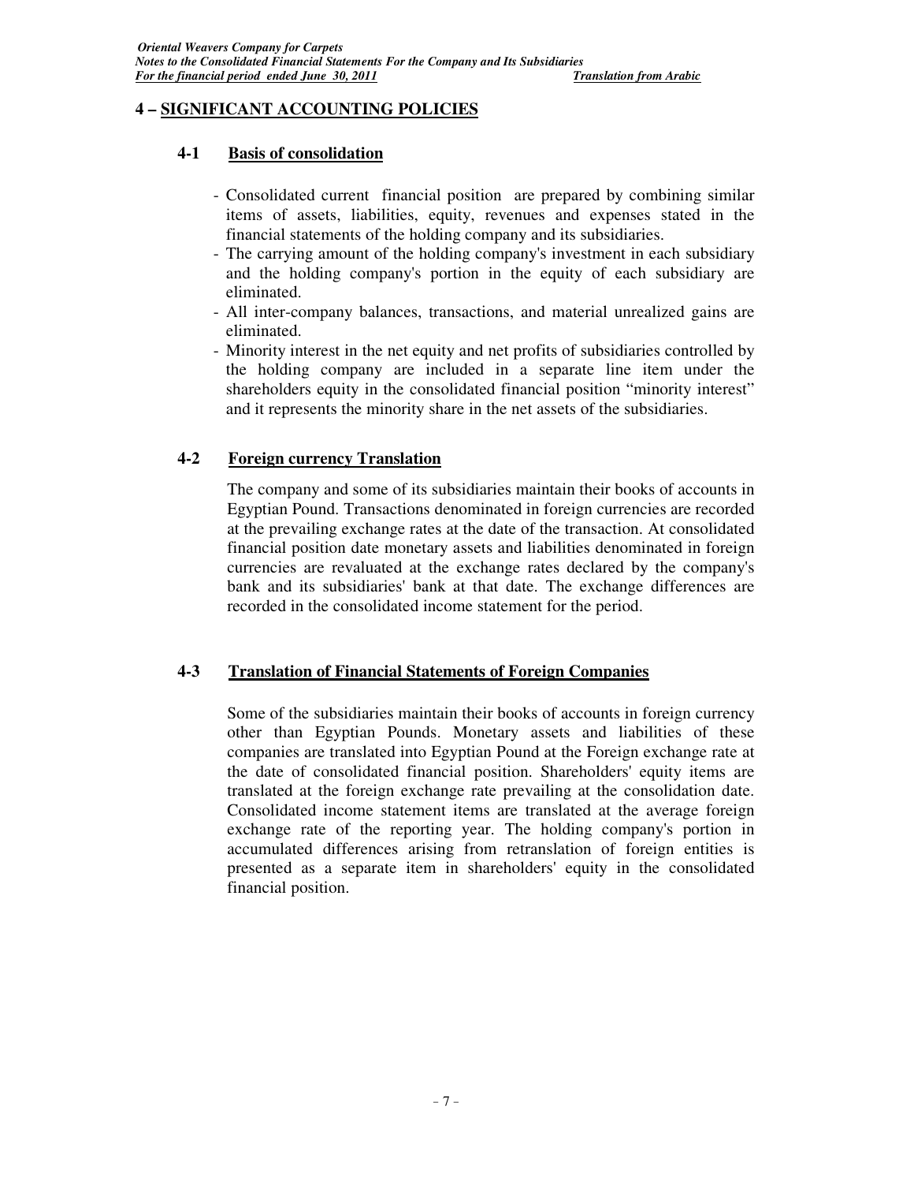## 4 – SIGNIFICANT ACCOUNTING POLICIES

### 4-1 Basis of consolidation

- Consolidated current financial position are prepared by combining similar items of assets, liabilities, equity, revenues and expenses stated in the financial statements of the holding company and its subsidiaries.
- The carrying amount of the holding company's investment in each subsidiary and the holding company's portion in the equity of each subsidiary are eliminated.
- All inter-company balances, transactions, and material unrealized gains are eliminated.
- Minority interest in the net equity and net profits of subsidiaries controlled by the holding company are included in a separate line item under the shareholders equity in the consolidated financial position "minority interest" and it represents the minority share in the net assets of the subsidiaries.

### 4-2 Foreign currency Translation

The company and some of its subsidiaries maintain their books of accounts in Egyptian Pound. Transactions denominated in foreign currencies are recorded at the prevailing exchange rates at the date of the transaction. At consolidated financial position date monetary assets and liabilities denominated in foreign currencies are revaluated at the exchange rates declared by the company's bank and its subsidiaries' bank at that date. The exchange differences are recorded in the consolidated income statement for the period.

### 4-3 Translation of Financial Statements of Foreign Companies

Some of the subsidiaries maintain their books of accounts in foreign currency other than Egyptian Pounds. Monetary assets and liabilities of these companies are translated into Egyptian Pound at the Foreign exchange rate at the date of consolidated financial position. Shareholders' equity items are translated at the foreign exchange rate prevailing at the consolidation date. Consolidated income statement items are translated at the average foreign exchange rate of the reporting year. The holding company's portion in accumulated differences arising from retranslation of foreign entities is presented as a separate item in shareholders' equity in the consolidated financial position.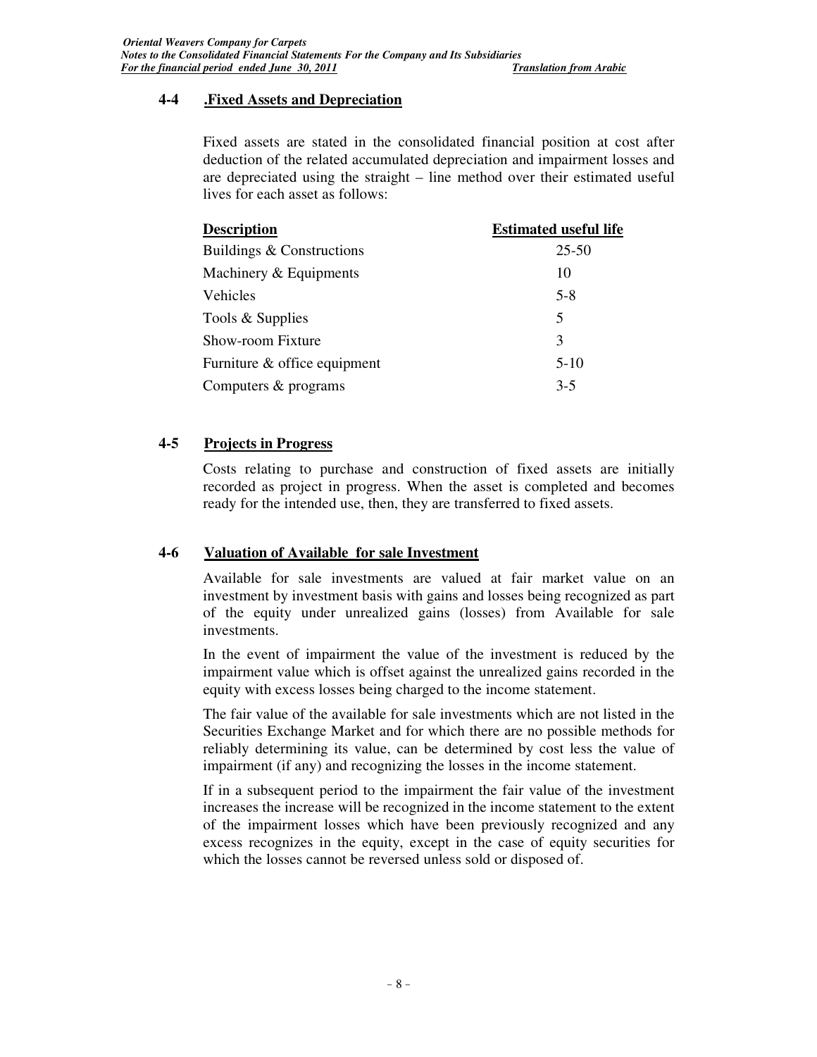## 4-4 .Fixed Assets and Depreciation

Fixed assets are stated in the consolidated financial position at cost after deduction of the related accumulated depreciation and impairment losses and are depreciated using the straight – line method over their estimated useful lives for each asset as follows:

| Description | Estimated useful life |
|---|---|
| Buildings & Constructions | 25-50 |
| Machinery & Equipments | 10 |
| Vehicles | 5-8 |
| Tools & Supplies | 5 |
| Show-room Fixture | 3 |
| Furniture & office equipment | 5-10 |
| Computers & programs | 3-5 |

## 4-5 Projects in Progress

Costs relating to purchase and construction of fixed assets are initially recorded as project in progress. When the asset is completed and becomes ready for the intended use, then, they are transferred to fixed assets.

## 4-6 Valuation of Available for sale Investment

Available for sale investments are valued at fair market value on an investment by investment basis with gains and losses being recognized as part of the equity under unrealized gains (losses) from Available for sale investments.

In the event of impairment the value of the investment is reduced by the impairment value which is offset against the unrealized gains recorded in the equity with excess losses being charged to the income statement.

The fair value of the available for sale investments which are not listed in the Securities Exchange Market and for which there are no possible methods for reliably determining its value, can be determined by cost less the value of impairment (if any) and recognizing the losses in the income statement.

If in a subsequent period to the impairment the fair value of the investment increases the increase will be recognized in the income statement to the extent of the impairment losses which have been previously recognized and any excess recognizes in the equity, except in the case of equity securities for which the losses cannot be reversed unless sold or disposed of.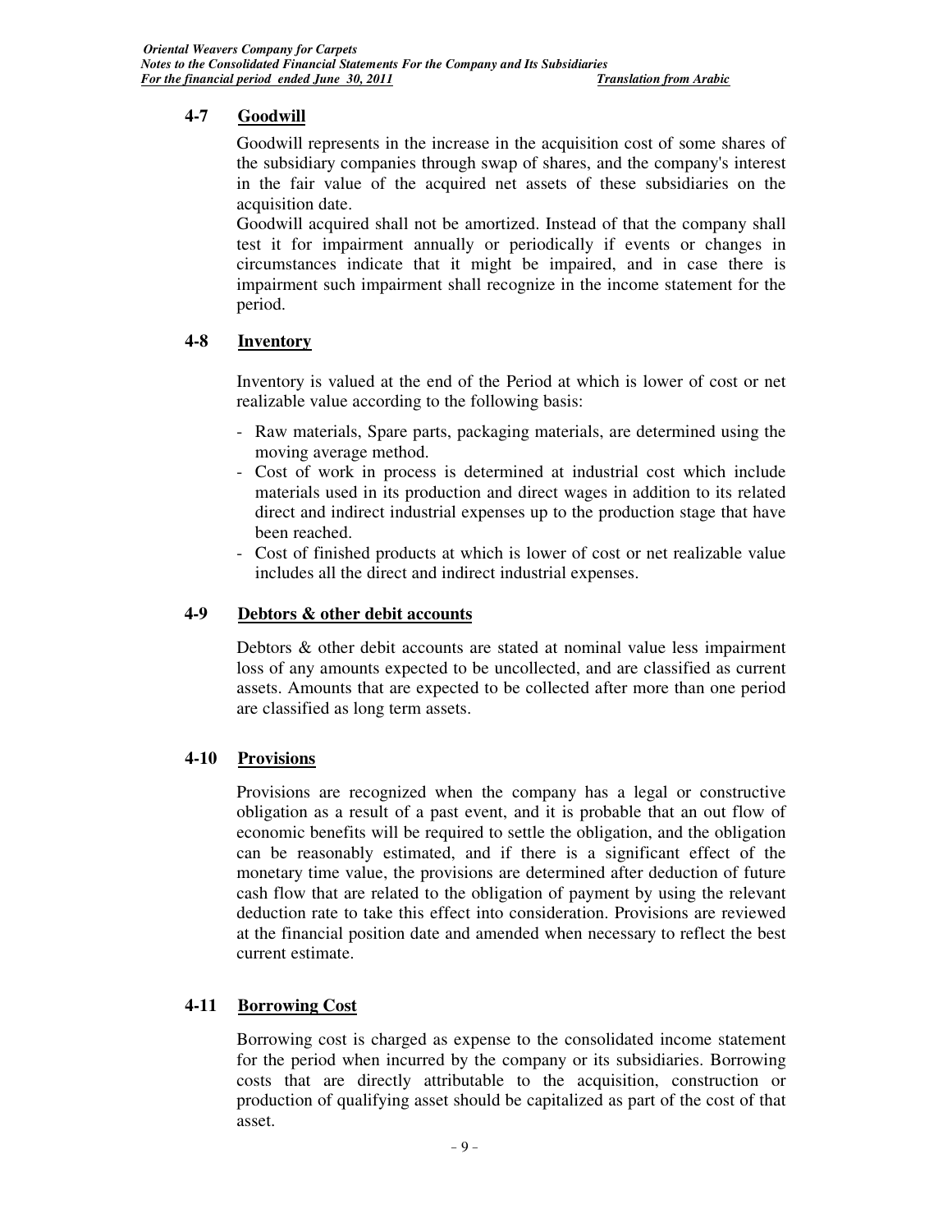## 4-7 Goodwill

Goodwill represents in the increase in the acquisition cost of some shares of the subsidiary companies through swap of shares, and the company's interest in the fair value of the acquired net assets of these subsidiaries on the acquisition date.

Goodwill acquired shall not be amortized. Instead of that the company shall test it for impairment annually or periodically if events or changes in circumstances indicate that it might be impaired, and in case there is impairment such impairment shall recognize in the income statement for the period.

## 4-8 Inventory

Inventory is valued at the end of the Period at which is lower of cost or net realizable value according to the following basis:

- Raw materials, Spare parts, packaging materials, are determined using the moving average method.
- Cost of work in process is determined at industrial cost which include materials used in its production and direct wages in addition to its related direct and indirect industrial expenses up to the production stage that have been reached.
- Cost of finished products at which is lower of cost or net realizable value includes all the direct and indirect industrial expenses.

## 4-9 Debtors & other debit accounts

Debtors & other debit accounts are stated at nominal value less impairment loss of any amounts expected to be uncollected, and are classified as current assets. Amounts that are expected to be collected after more than one period are classified as long term assets.

## 4-10 Provisions

Provisions are recognized when the company has a legal or constructive obligation as a result of a past event, and it is probable that an out flow of economic benefits will be required to settle the obligation, and the obligation can be reasonably estimated, and if there is a significant effect of the monetary time value, the provisions are determined after deduction of future cash flow that are related to the obligation of payment by using the relevant deduction rate to take this effect into consideration. Provisions are reviewed at the financial position date and amended when necessary to reflect the best current estimate.

## 4-11 Borrowing Cost

Borrowing cost is charged as expense to the consolidated income statement for the period when incurred by the company or its subsidiaries. Borrowing costs that are directly attributable to the acquisition, construction or production of qualifying asset should be capitalized as part of the cost of that asset.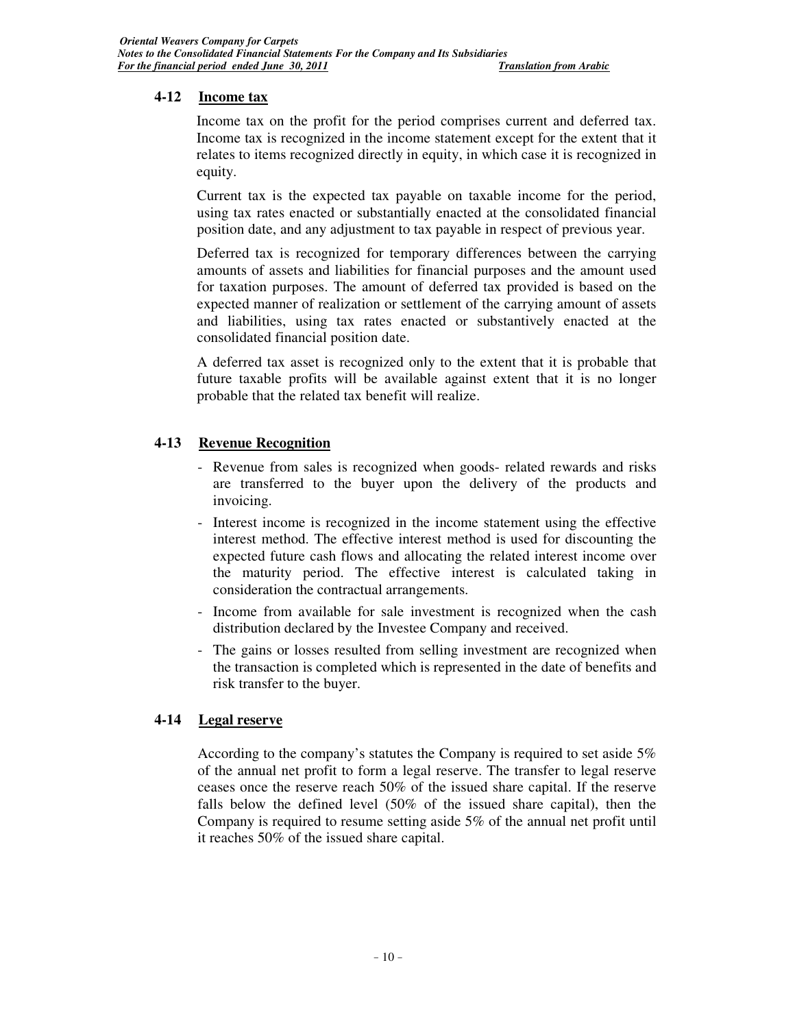## 4-12 Income tax

Income tax on the profit for the period comprises current and deferred tax. Income tax is recognized in the income statement except for the extent that it relates to items recognized directly in equity, in which case it is recognized in equity.

Current tax is the expected tax payable on taxable income for the period, using tax rates enacted or substantially enacted at the consolidated financial position date, and any adjustment to tax payable in respect of previous year.

Deferred tax is recognized for temporary differences between the carrying amounts of assets and liabilities for financial purposes and the amount used for taxation purposes. The amount of deferred tax provided is based on the expected manner of realization or settlement of the carrying amount of assets and liabilities, using tax rates enacted or substantively enacted at the consolidated financial position date.

A deferred tax asset is recognized only to the extent that it is probable that future taxable profits will be available against extent that it is no longer probable that the related tax benefit will realize.

## 4-13 Revenue Recognition

- Revenue from sales is recognized when goods- related rewards and risks are transferred to the buyer upon the delivery of the products and invoicing.
- Interest income is recognized in the income statement using the effective interest method. The effective interest method is used for discounting the expected future cash flows and allocating the related interest income over the maturity period. The effective interest is calculated taking in consideration the contractual arrangements.
- Income from available for sale investment is recognized when the cash distribution declared by the Investee Company and received.
- The gains or losses resulted from selling investment are recognized when the transaction is completed which is represented in the date of benefits and risk transfer to the buyer.

## 4-14 Legal reserve

According to the company's statutes the Company is required to set aside 5% of the annual net profit to form a legal reserve. The transfer to legal reserve ceases once the reserve reach 50% of the issued share capital. If the reserve falls below the defined level (50% of the issued share capital), then the Company is required to resume setting aside 5% of the annual net profit until it reaches 50% of the issued share capital.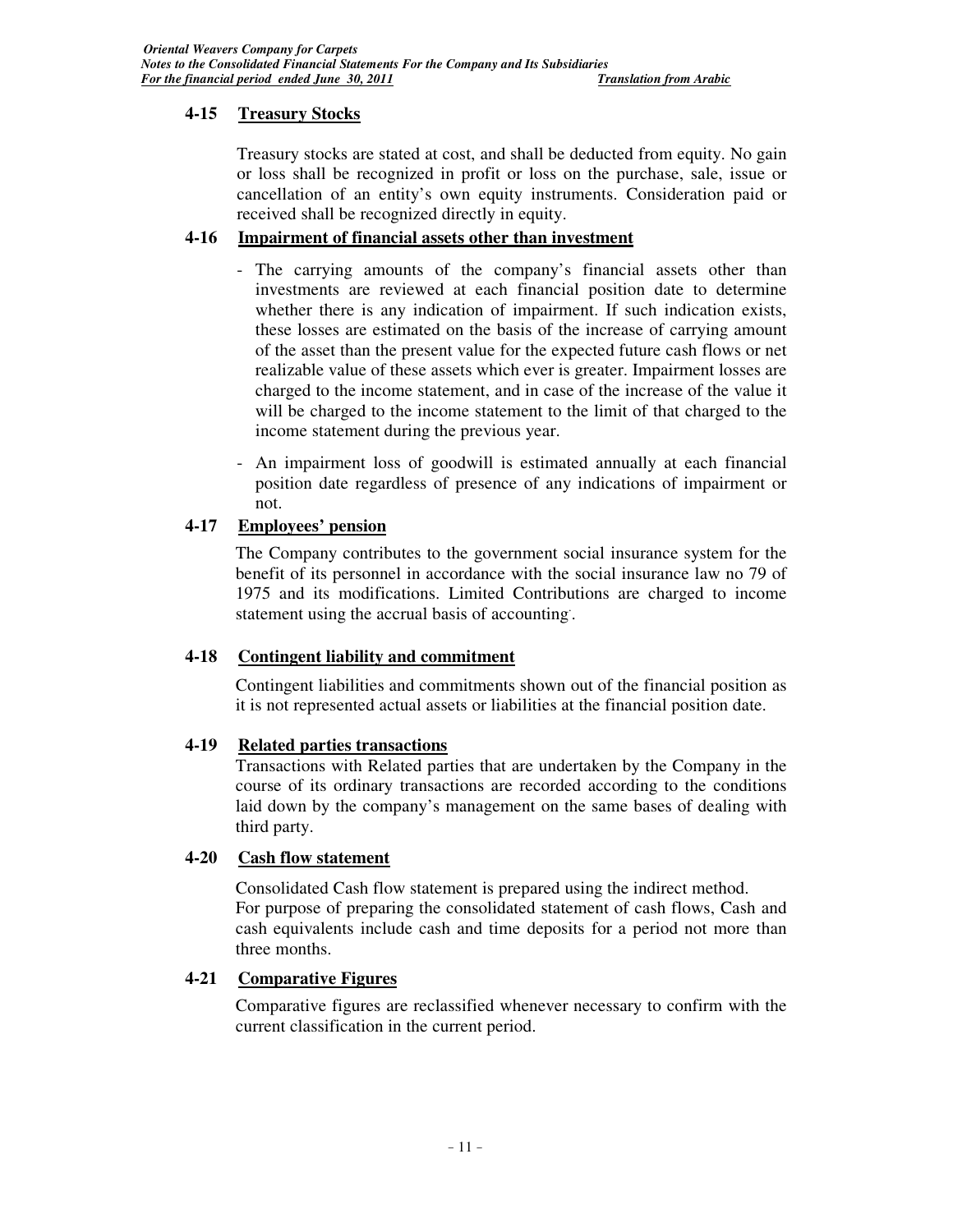### 4-15 Treasury Stocks

Treasury stocks are stated at cost, and shall be deducted from equity. No gain or loss shall be recognized in profit or loss on the purchase, sale, issue or cancellation of an entity's own equity instruments. Consideration paid or received shall be recognized directly in equity.

### 4-16 Impairment of financial assets other than investment

- The carrying amounts of the company's financial assets other than investments are reviewed at each financial position date to determine whether there is any indication of impairment. If such indication exists, these losses are estimated on the basis of the increase of carrying amount of the asset than the present value for the expected future cash flows or net realizable value of these assets which ever is greater. Impairment losses are charged to the income statement, and in case of the increase of the value it will be charged to the income statement to the limit of that charged to the income statement during the previous year.
- An impairment loss of goodwill is estimated annually at each financial position date regardless of presence of any indications of impairment or not.

### 4-17 Employees' pension

The Company contributes to the government social insurance system for the benefit of its personnel in accordance with the social insurance law no 79 of 1975 and its modifications. Limited Contributions are charged to income statement using the accrual basis of accounting.

### 4-18 Contingent liability and commitment

Contingent liabilities and commitments shown out of the financial position as it is not represented actual assets or liabilities at the financial position date.

### 4-19 Related parties transactions

Transactions with Related parties that are undertaken by the Company in the course of its ordinary transactions are recorded according to the conditions laid down by the company's management on the same bases of dealing with third party.

### 4-20 Cash flow statement

Consolidated Cash flow statement is prepared using the indirect method.
For purpose of preparing the consolidated statement of cash flows, Cash and cash equivalents include cash and time deposits for a period not more than three months.

### 4-21 Comparative Figures

Comparative figures are reclassified whenever necessary to confirm with the current classification in the current period.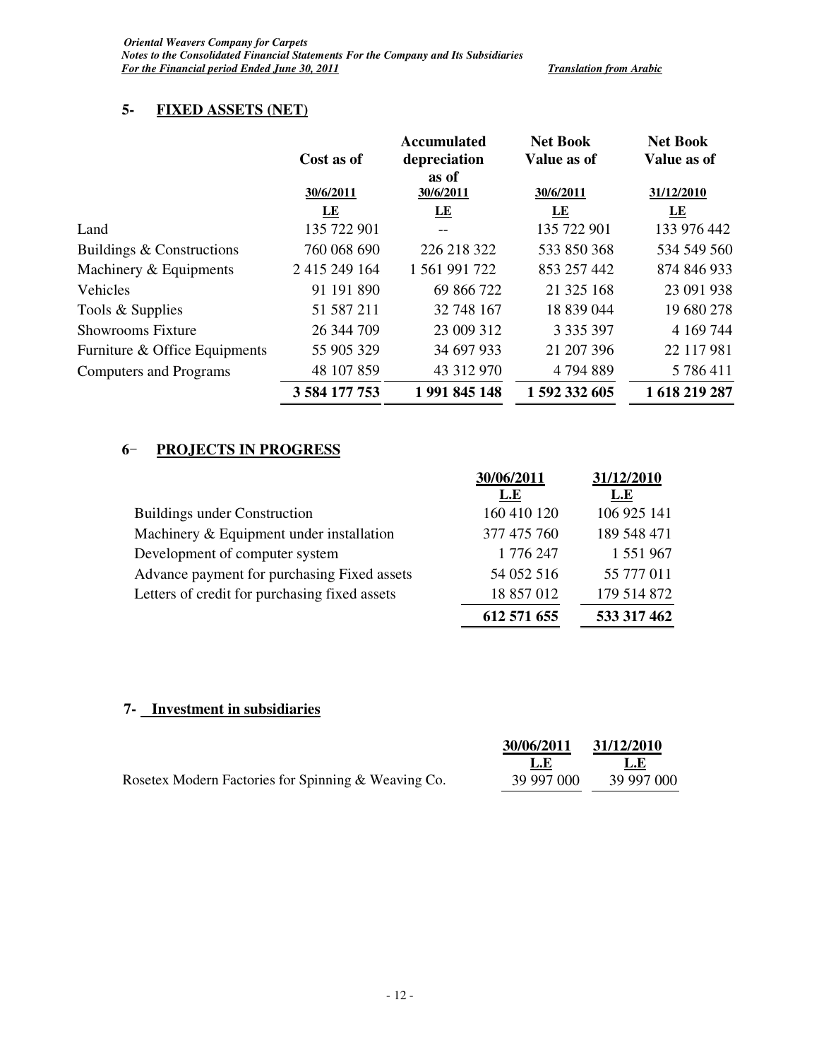## 5- FIXED ASSETS (NET)

| | Cost as of | Accumulated depreciation as of | Net Book Value as of | Net Book Value as of |
|---|---|---|---|---|
| | 30/6/2011 | 30/6/2011 | 30/6/2011 | 31/12/2010 |
| | LE | LE | LE | LE |
| Land | 135 722 901 | -- | 135 722 901 | 133 976 442 |
| Buildings & Constructions | 760 068 690 | 226 218 322 | 533 850 368 | 534 549 560 |
| Machinery & Equipments | 2 415 249 164 | 1 561 991 722 | 853 257 442 | 874 846 933 |
| Vehicles | 91 191 890 | 69 866 722 | 21 325 168 | 23 091 938 |
| Tools & Supplies | 51 587 211 | 32 748 167 | 18 839 044 | 19 680 278 |
| Showrooms Fixture | 26 344 709 | 23 009 312 | 3 335 397 | 4 169 744 |
| Furniture & Office Equipments | 55 905 329 | 34 697 933 | 21 207 396 | 22 117 981 |
| Computers and Programs | 48 107 859 | 43 312 970 | 4 794 889 | 5 786 411 |
| | **3 584 177 753** | **1 991 845 148** | **1 592 332 605** | **1 618 219 287** |

## 6- PROJECTS IN PROGRESS

| | 30/06/2011 | 31/12/2010 |
|---|---|---|
| | L.E | L.E |
| Buildings under Construction | 160 410 120 | 106 925 141 |
| Machinery & Equipment under installation | 377 475 760 | 189 548 471 |
| Development of computer system | 1 776 247 | 1 551 967 |
| Advance payment for purchasing Fixed assets | 54 052 516 | 55 777 011 |
| Letters of credit for purchasing fixed assets | 18 857 012 | 179 514 872 |
| | **612 571 655** | **533 317 462** |

## 7- Investment in subsidiaries

| | 30/06/2011 | 31/12/2010 |
|---|---|---|
| | L.E | L.E |
| Rosetex Modern Factories for Spinning & Weaving Co. | 39 997 000 | 39 997 000 |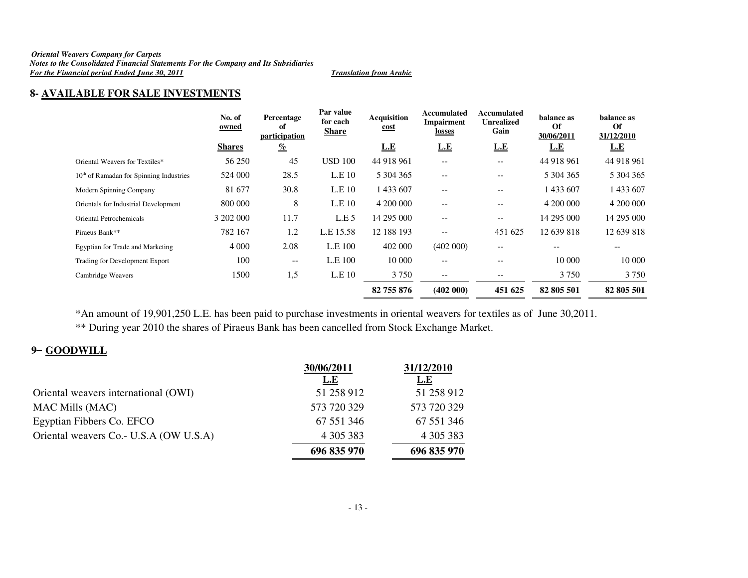## 8- AVAILABLE FOR SALE INVESTMENTS

| | No. of owned Shares | Percentage of participation % | Par value for each Share | Acquisition cost L.E | Accumulated Impairment losses L.E | Accumulated Unrealized Gain L.E | balance as Of 30/06/2011 L.E | balance as Of 31/12/2010 L.E |
|---|---|---|---|---|---|---|---|---|
| Oriental Weavers for Textiles* | 56 250 | 45 | USD 100 | 44 918 961 | -- | -- | 44 918 961 | 44 918 961 |
| 10th of Ramadan for Spinning Industries | 524 000 | 28.5 | L.E 10 | 5 304 365 | -- | -- | 5 304 365 | 5 304 365 |
| Modern Spinning Company | 81 677 | 30.8 | L.E 10 | 1 433 607 | -- | -- | 1 433 607 | 1 433 607 |
| Orientals for Industrial Development | 800 000 | 8 | L.E 10 | 4 200 000 | -- | -- | 4 200 000 | 4 200 000 |
| Oriental Petrochemicals | 3 202 000 | 11.7 | L.E 5 | 14 295 000 | -- | -- | 14 295 000 | 14 295 000 |
| Piraeus Bank** | 782 167 | 1.2 | L.E 15.58 | 12 188 193 | -- | 451 625 | 12 639 818 | 12 639 818 |
| Egyptian for Trade and Marketing | 4 000 | 2.08 | L.E 100 | 402 000 | (402 000) | -- | -- | -- |
| Trading for Development Export | 100 | -- | L.E 100 | 10 000 | -- | -- | 10 000 | 10 000 |
| Cambridge Weavers | 1500 | 1,5 | L.E 10 | 3 750 | -- | -- | 3 750 | 3 750 |
| | | | | **82 755 876** | **(402 000)** | **451 625** | **82 805 501** | **82 805 501** |

*An amount of 19,901,250 L.E. has been paid to purchase investments in oriental weavers for textiles as of June 30,2011.

** During year 2010 the shares of Piraeus Bank has been cancelled from Stock Exchange Market.

## 9– GOODWILL

| | 30/06/2011 L.E | 31/12/2010 L.E |
|---|---|---|
| Oriental weavers international (OWI) | 51 258 912 | 51 258 912 |
| MAC Mills (MAC) | 573 720 329 | 573 720 329 |
| Egyptian Fibbers Co. EFCO | 67 551 346 | 67 551 346 |
| Oriental weavers Co.- U.S.A (OW U.S.A) | 4 305 383 | 4 305 383 |
| | **696 835 970** | **696 835 970** |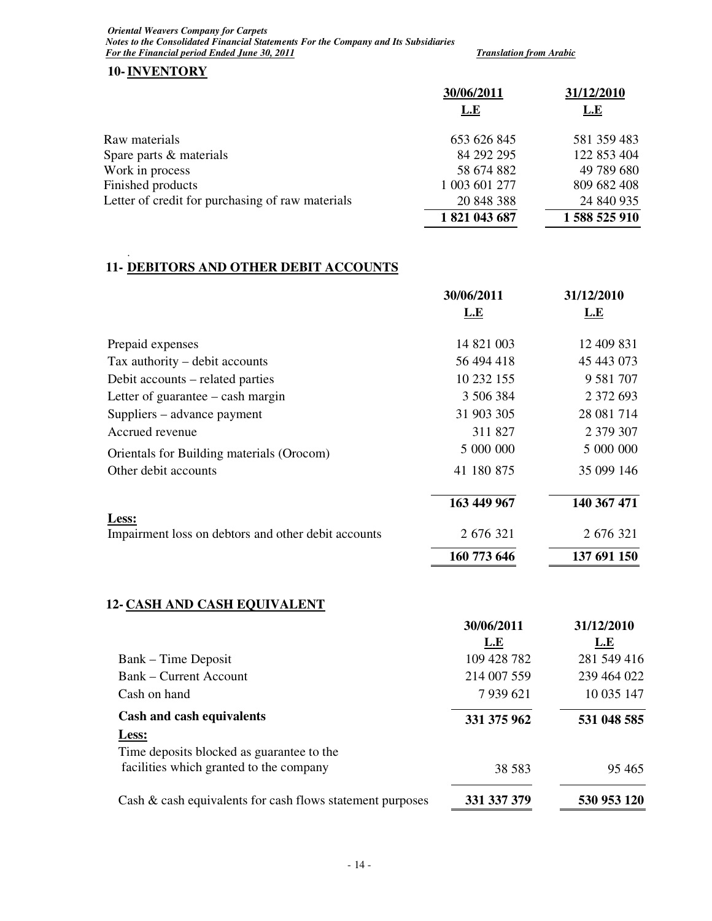## 10- INVENTORY

| | 30/06/2011 | 31/12/2010 |
|---|---|---|
| | L.E | L.E |
| Raw materials | 653 626 845 | 581 359 483 |
| Spare parts & materials | 84 292 295 | 122 853 404 |
| Work in process | 58 674 882 | 49 789 680 |
| Finished products | 1 003 601 277 | 809 682 408 |
| Letter of credit for purchasing of raw materials | 20 848 388 | 24 840 935 |
| | **1 821 043 687** | **1 588 525 910** |

## 11- DEBITORS AND OTHER DEBIT ACCOUNTS

| | 30/06/2011 | 31/12/2010 |
|---|---|---|
| | L.E | L.E |
| Prepaid expenses | 14 821 003 | 12 409 831 |
| Tax authority – debit accounts | 56 494 418 | 45 443 073 |
| Debit accounts – related parties | 10 232 155 | 9 581 707 |
| Letter of guarantee – cash margin | 3 506 384 | 2 372 693 |
| Suppliers – advance payment | 31 903 305 | 28 081 714 |
| Accrued revenue | 311 827 | 2 379 307 |
| Orientals for Building materials (Orocom) | 5 000 000 | 5 000 000 |
| Other debit accounts | 41 180 875 | 35 099 146 |
| | **163 449 967** | **140 367 471** |
| **Less:** | | |
| Impairment loss on debtors and other debit accounts | 2 676 321 | 2 676 321 |
| | **160 773 646** | **137 691 150** |

## 12- CASH AND CASH EQUIVALENT

| | 30/06/2011 | 31/12/2010 |
|---|---|---|
| | L.E | L.E |
| Bank – Time Deposit | 109 428 782 | 281 549 416 |
| Bank – Current Account | 214 007 559 | 239 464 022 |
| Cash on hand | 7 939 621 | 10 035 147 |
| **Cash and cash equivalents** | **331 375 962** | **531 048 585** |
| **Less:** | | |
| Time deposits blocked as guarantee to the facilities which granted to the company | 38 583 | 95 465 |
| Cash & cash equivalents for cash flows statement purposes | **331 337 379** | **530 953 120** |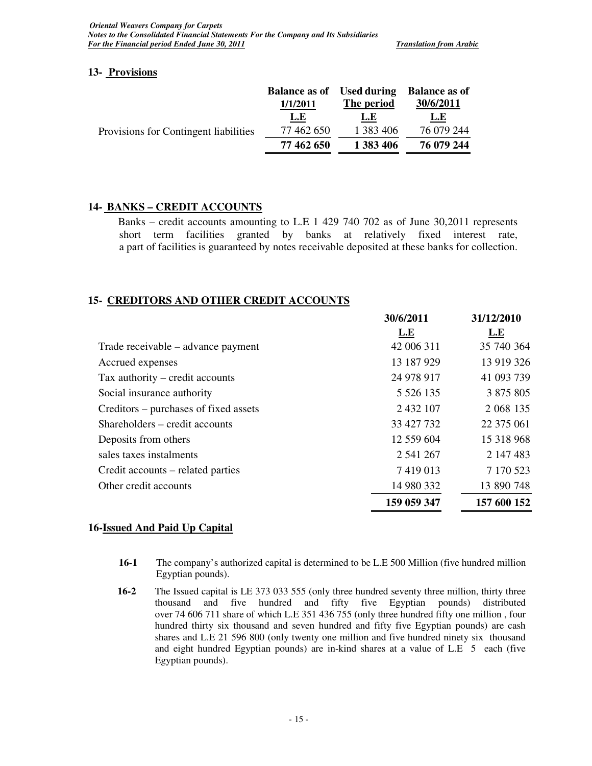## 13- Provisions

| | Balance as of 1/1/2011 | Used during The period | Balance as of 30/6/2011 |
|---|---|---|---|
| | L.E | L.E | L.E |
| Provisions for Contingent liabilities | 77 462 650 | 1 383 406 | 76 079 244 |
| | **77 462 650** | **1 383 406** | **76 079 244** |

## 14- BANKS – CREDIT ACCOUNTS

Banks – credit accounts amounting to L.E 1 429 740 702 as of June 30,2011 represents short term facilities granted by banks at relatively fixed interest rate, a part of facilities is guaranteed by notes receivable deposited at these banks for collection.

## 15- CREDITORS AND OTHER CREDIT ACCOUNTS

| | 30/6/2011 | 31/12/2010 |
|---|---|---|
| | L.E | L.E |
| Trade receivable – advance payment | 42 006 311 | 35 740 364 |
| Accrued expenses | 13 187 929 | 13 919 326 |
| Tax authority – credit accounts | 24 978 917 | 41 093 739 |
| Social insurance authority | 5 526 135 | 3 875 805 |
| Creditors – purchases of fixed assets | 2 432 107 | 2 068 135 |
| Shareholders – credit accounts | 33 427 732 | 22 375 061 |
| Deposits from others | 12 559 604 | 15 318 968 |
| sales taxes instalments | 2 541 267 | 2 147 483 |
| Credit accounts – related parties | 7 419 013 | 7 170 523 |
| Other credit accounts | 14 980 332 | 13 890 748 |
| | **159 059 347** | **157 600 152** |

## 16-Issued And Paid Up Capital

**16-1** The company's authorized capital is determined to be L.E 500 Million (five hundred million Egyptian pounds).

**16-2** The Issued capital is LE 373 033 555 (only three hundred seventy three million, thirty three thousand and five hundred and fifty five Egyptian pounds) distributed over 74 606 711 share of which L.E 351 436 755 (only three hundred fifty one million , four hundred thirty six thousand and seven hundred and fifty five Egyptian pounds) are cash shares and L.E 21 596 800 (only twenty one million and five hundred ninety six thousand and eight hundred Egyptian pounds) are in-kind shares at a value of L.E 5 each (five Egyptian pounds).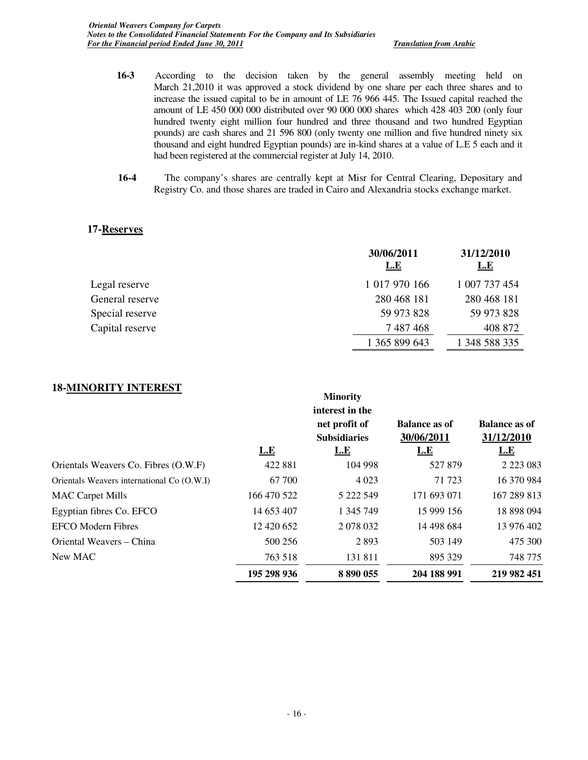**16-3** According to the decision taken by the general assembly meeting held on March 21,2010 it was approved a stock dividend by one share per each three shares and to increase the issued capital to be in amount of LE 76 966 445. The Issued capital reached the amount of LE 450 000 000 distributed over 90 000 000 shares which 428 403 200 (only four hundred twenty eight million four hundred and three thousand and two hundred Egyptian pounds) are cash shares and 21 596 800 (only twenty one million and five hundred ninety six thousand and eight hundred Egyptian pounds) are in-kind shares at a value of L.E 5 each and it had been registered at the commercial register at July 14, 2010.

**16-4** The company's shares are centrally kept at Misr for Central Clearing, Depositary and Registry Co. and those shares are traded in Cairo and Alexandria stocks exchange market.

## 17-Reserves

| | 30/06/2011 L.E | 31/12/2010 L.E |
|---|---|---|
| Legal reserve | 1 017 970 166 | 1 007 737 454 |
| General reserve | 280 468 181 | 280 468 181 |
| Special reserve | 59 973 828 | 59 973 828 |
| Capital reserve | 7 487 468 | 408 872 |
| | 1 365 899 643 | 1 348 588 335 |

## 18-MINORITY INTEREST

| | L.E | Minority interest in the net profit of Subsidiaries L.E | Balance as of 30/06/2011 L.E | Balance as of 31/12/2010 L.E |
|---|---|---|---|---|
| Orientals Weavers Co. Fibres (O.W.F) | 422 881 | 104 998 | 527 879 | 2 223 083 |
| Orientals Weavers international Co (O.W.I) | 67 700 | 4 023 | 71 723 | 16 370 984 |
| MAC Carpet Mills | 166 470 522 | 5 222 549 | 171 693 071 | 167 289 813 |
| Egyptian fibres Co. EFCO | 14 653 407 | 1 345 749 | 15 999 156 | 18 898 094 |
| EFCO Modern Fibres | 12 420 652 | 2 078 032 | 14 498 684 | 13 976 402 |
| Oriental Weavers – China | 500 256 | 2 893 | 503 149 | 475 300 |
| New MAC | 763 518 | 131 811 | 895 329 | 748 775 |
| | **195 298 936** | **8 890 055** | **204 188 991** | **219 982 451** |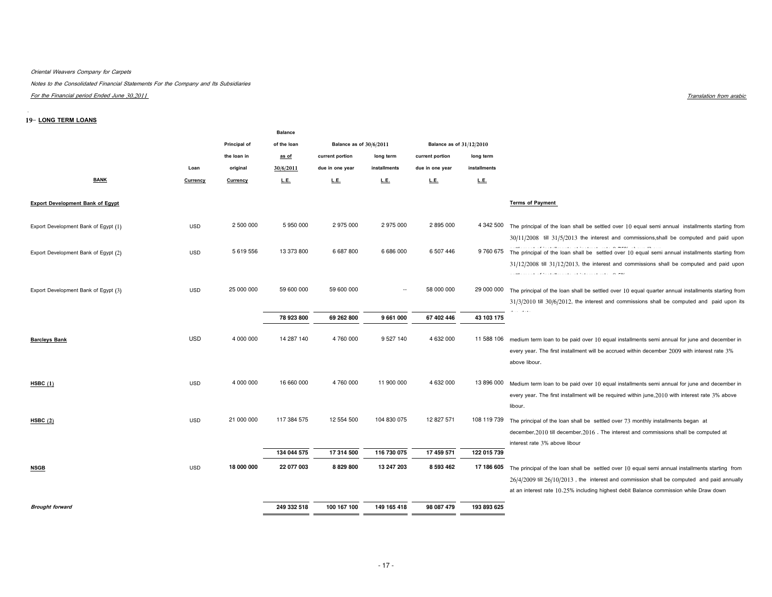*Oriental Weavers Company for Carpets*

*Notes to the Consolidated Financial Statements For the Company and Its Subsidiaries*

*For the Financial period Ended June 30,2011*

*Translation from arabic*

## 19- LONG TERM LOANS

| BANK | Loan Currency | Principal of the loan in original Currency | Balance of the loan as of 30/6/2011 L.E. | Balance as of 30/6/2011 | | Balance as of 31/12/2010 | | Terms of Payment |
|---|---|---|---|---|---|---|---|---|
| | | | | current portion due in one year L.E. | long term installments L.E. | current portion due in one year L.E. | long term installments L.E. | |
| **Export Development Bank of Egypt** | | | | | | | | |
| Export Development Bank of Egypt (1) | USD | 2 500 000 | 5 950 000 | 2 975 000 | 2 975 000 | 2 895 000 | 4 342 500 | The principal of the loan shall be settled over 10 equal semi annual installments starting from 30/11/2008 till 31/5/2013 the interest and commissions,shall be computed and paid upon settlement of installments at interest rate 0.75% above libour |
| Export Development Bank of Egypt (2) | USD | 5 619 556 | 13 373 800 | 6 687 800 | 6 686 000 | 6 507 446 | 9 760 675 | The principal of the loan shall be settled over 10 equal semi annual installments starting from 31/12/2008 till 31/12/2013, the interest and commissions shall be computed and paid upon settlement of installments at interest rate 0.5% |
| Export Development Bank of Egypt (3) | USD | 25 000 000 | 59 600 000 | 59 600 000 | -- | 58 000 000 | 29 000 000 | The principal of the loan shall be settled over 10 equal quarter annual installments starting from 31/3/2010 till 30/6/2012, the interest and commissions shall be computed and paid upon its due date |
| | | | **78 923 800** | **69 262 800** | **9 661 000** | **67 402 446** | **43 103 175** | |
| **Barcleys Bank** | USD | 4 000 000 | 14 287 140 | 4 760 000 | 9 527 140 | 4 632 000 | 11 588 106 | medium term loan to be paid over 10 equal installments semi annual for june and december in every year. The first installment will be accrued within december 2009 with interest rate 3% above libour. |
| **HSBC (1)** | USD | 4 000 000 | 16 660 000 | 4 760 000 | 11 900 000 | 4 632 000 | 13 896 000 | Medium term loan to be paid over 10 equal installments semi annual for june and december in every year. The first installment will be required within june,2010 with interest rate 3% above libour. |
| **HSBC (2)** | USD | 21 000 000 | 117 384 575 | 12 554 500 | 104 830 075 | 12 827 571 | 108 119 739 | The principal of the loan shall be settled over 73 monthly installments began at december,2010 till december,2016 . The interest and commissions shall be computed at interest rate 3% above libour |
| | | | **134 044 575** | **17 314 500** | **116 730 075** | **17 459 571** | **122 015 739** | |
| **NSGB** | USD | **18 000 000** | **22 077 003** | **8 829 800** | **13 247 203** | **8 593 462** | **17 186 605** | The principal of the loan shall be settled over 10 equal semi annual installments starting from 26/4/2009 till 26/10/2013 , the interest and commission shall be computed and paid annually at an interest rate 10.25% including highest debit Balance commission while Draw down |
| ***Brought forward*** | | | **249 332 518** | **100 167 100** | **149 165 418** | **98 087 479** | **193 893 625** | |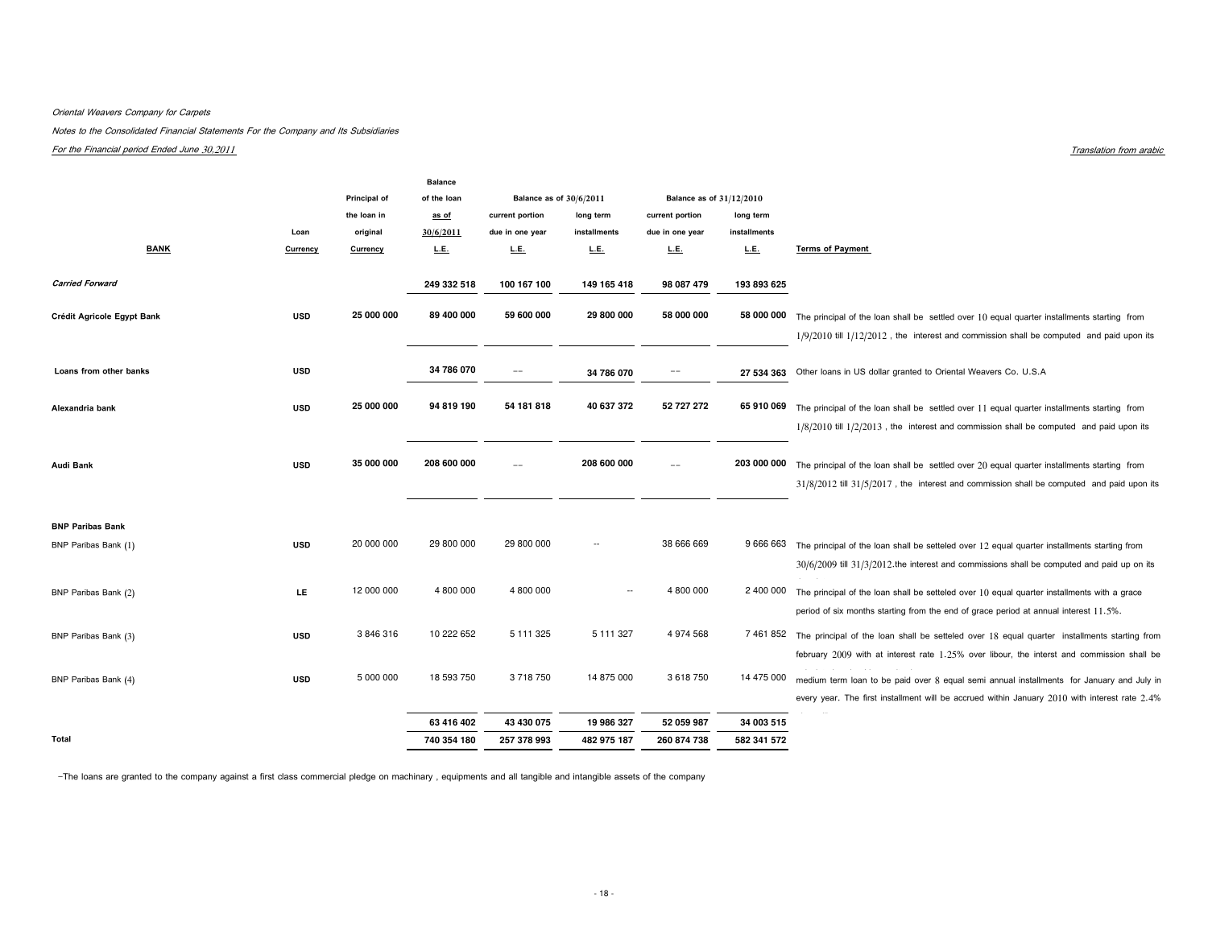*Oriental Weavers Company for Carpets*

*Notes to the Consolidated Financial Statements For the Company and Its Subsidiaries*

*For the Financial period Ended June 30,2011*

*Translation from arabic*

| BANK | Loan Currency | Principal of the loan in original Currency | Balance of the loan as of 30/6/2011 L.E. | Balance as of 30/6/2011 current portion due in one year L.E. | Balance as of 30/6/2011 long term installments L.E. | Balance as of 31/12/2010 current portion due in one year L.E. | Balance as of 31/12/2010 long term installments L.E. | Terms of Payment |
|---|---|---|---|---|---|---|---|---|
| *Carried Forward* | | | 249 332 518 | 100 167 100 | 149 165 418 | 98 087 479 | 193 893 625 | |
| **Crédit Agricole Egypt Bank** | USD | 25 000 000 | 89 400 000 | 59 600 000 | 29 800 000 | 58 000 000 | 58 000 000 | The principal of the loan shall be settled over 10 equal quarter installments starting from 1/9/2010 till 1/12/2012 , the interest and commission shall be computed and paid upon its |
| **Loans from other banks** | USD | | 34 786 070 | -- | 34 786 070 | -- | 27 534 363 | Other loans in US dollar granted to Oriental Weavers Co. U.S.A |
| **Alexandria bank** | USD | 25 000 000 | 94 819 190 | 54 181 818 | 40 637 372 | 52 727 272 | 65 910 069 | The principal of the loan shall be settled over 11 equal quarter installments starting from 1/8/2010 till 1/2/2013 , the interest and commission shall be computed and paid upon its |
| **Audi Bank** | USD | 35 000 000 | 208 600 000 | -- | 208 600 000 | -- | 203 000 000 | The principal of the loan shall be settled over 20 equal quarter installments starting from 31/8/2012 till 31/5/2017 , the interest and commission shall be computed and paid upon its |
| **BNP Paribas Bank** | | | | | | | | |
| BNP Paribas Bank (1) | USD | 20 000 000 | 29 800 000 | 29 800 000 | -- | 38 666 669 | 9 666 663 | The principal of the loan shall be setteled over 12 equal quarter installments starting from 30/6/2009 till 31/3/2012.the interest and commissions shall be computed and paid up on its |
| BNP Paribas Bank (2) | LE | 12 000 000 | 4 800 000 | 4 800 000 | -- | 4 800 000 | 2 400 000 | The principal of the loan shall be setteled over 10 equal quarter installments with a grace period of six months starting from the end of grace period at annual interest 11.5%. |
| BNP Paribas Bank (3) | USD | 3 846 316 | 10 222 652 | 5 111 325 | 5 111 327 | 4 974 568 | 7 461 852 | The principal of the loan shall be setteled over 18 equal quarter installments starting from february 2009 with at interest rate 1.25% over libour, the interst and commission shall be |
| BNP Paribas Bank (4) | USD | 5 000 000 | 18 593 750 | 3 718 750 | 14 875 000 | 3 618 750 | 14 475 000 | medium term loan to be paid over 8 equal semi annual installments for January and July in every year. The first installment will be accrued within January 2010 with interest rate 2.4% |
| | | | 63 416 402 | 43 430 075 | 19 986 327 | 52 059 987 | 34 003 515 | |
| **Total** | | | 740 354 180 | 257 378 993 | 482 975 187 | 260 874 738 | 582 341 572 | |

-The loans are granted to the company against a first class commercial pledge on machinary , equipments and all tangible and intangible assets of the company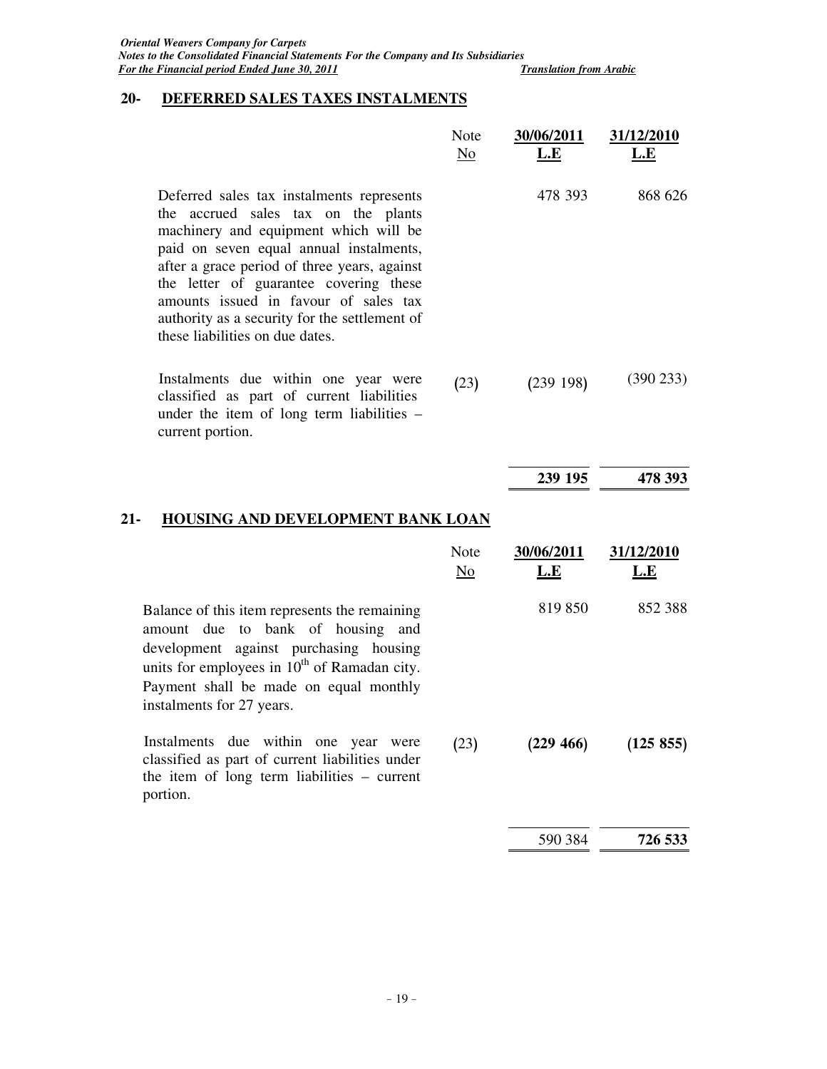## 20- DEFERRED SALES TAXES INSTALMENTS

| | Note No | 30/06/2011 L.E | 31/12/2010 L.E |
|---|---|---|---|
| Deferred sales tax instalments represents the accrued sales tax on the plants machinery and equipment which will be paid on seven equal annual instalments, after a grace period of three years, against the letter of guarantee covering these amounts issued in favour of sales tax authority as a security for the settlement of these liabilities on due dates. | | 478 393 | 868 626 |
| Instalments due within one year were classified as part of current liabilities under the item of long term liabilities – current portion. | (23) | (239 198) | (390 233) |
| | | **239 195** | **478 393** |

## 21- HOUSING AND DEVELOPMENT BANK LOAN

| | Note No | 30/06/2011 L.E | 31/12/2010 L.E |
|---|---|---|---|
| Balance of this item represents the remaining amount due to bank of housing and development against purchasing housing units for employees in 10th of Ramadan city. Payment shall be made on equal monthly instalments for 27 years. | | 819 850 | 852 388 |
| Instalments due within one year were classified as part of current liabilities under the item of long term liabilities – current portion. | (23) | **(229 466)** | **(125 855)** |
| | | 590 384 | **726 533** |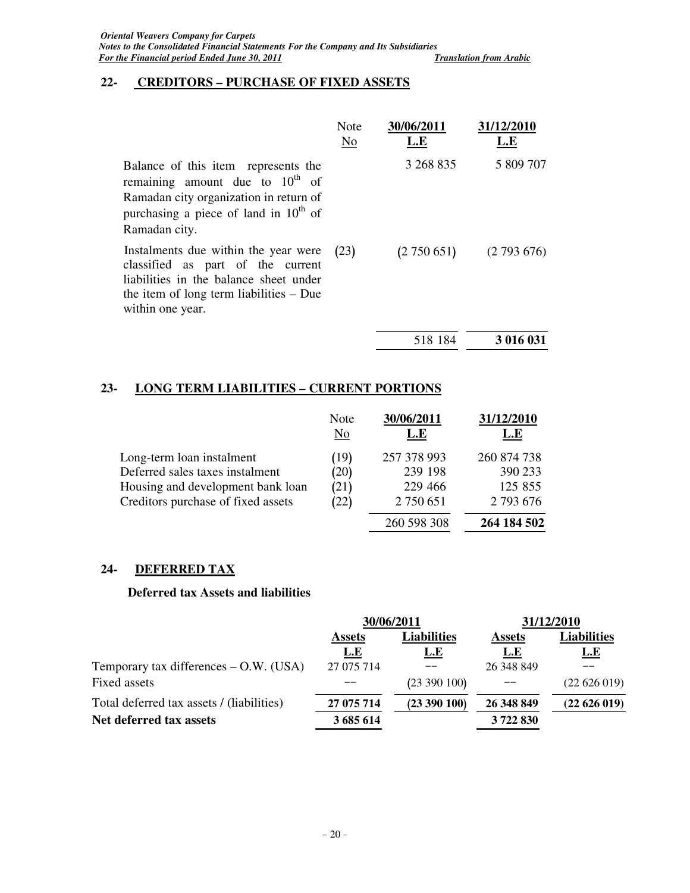## 22- CREDITORS – PURCHASE OF FIXED ASSETS

| | Note No | 30/06/2011 L.E | 31/12/2010 L.E |
|---|---|---|---|
| Balance of this item represents the remaining amount due to 10th of Ramadan city organization in return of purchasing a piece of land in 10th of Ramadan city. | | 3 268 835 | 5 809 707 |
| Instalments due within the year were classified as part of the current liabilities in the balance sheet under the item of long term liabilities – Due within one year. | (23) | (2 750 651) | (2 793 676) |
| | | 518 184 | **3 016 031** |

## 23- LONG TERM LIABILITIES – CURRENT PORTIONS

| | Note No | 30/06/2011 L.E | 31/12/2010 L.E |
|---|---|---|---|
| Long-term loan instalment | (19) | 257 378 993 | 260 874 738 |
| Deferred sales taxes instalment | (20) | 239 198 | 390 233 |
| Housing and development bank loan | (21) | 229 466 | 125 855 |
| Creditors purchase of fixed assets | (22) | 2 750 651 | 2 793 676 |
| | | 260 598 308 | **264 184 502** |

## 24- DEFERRED TAX

**Deferred tax Assets and liabilities**

| | 30/06/2011 | | 31/12/2010 | |
|---|---|---|---|---|
| | Assets L.E | Liabilities L.E | Assets L.E | Liabilities L.E |
| Temporary tax differences – O.W. (USA) | 27 075 714 | -- | 26 348 849 | -- |
| Fixed assets | -- | (23 390 100) | -- | (22 626 019) |
| Total deferred tax assets / (liabilities) | **27 075 714** | **(23 390 100)** | **26 348 849** | **(22 626 019)** |
| **Net deferred tax assets** | **3 685 614** | | **3 722 830** | |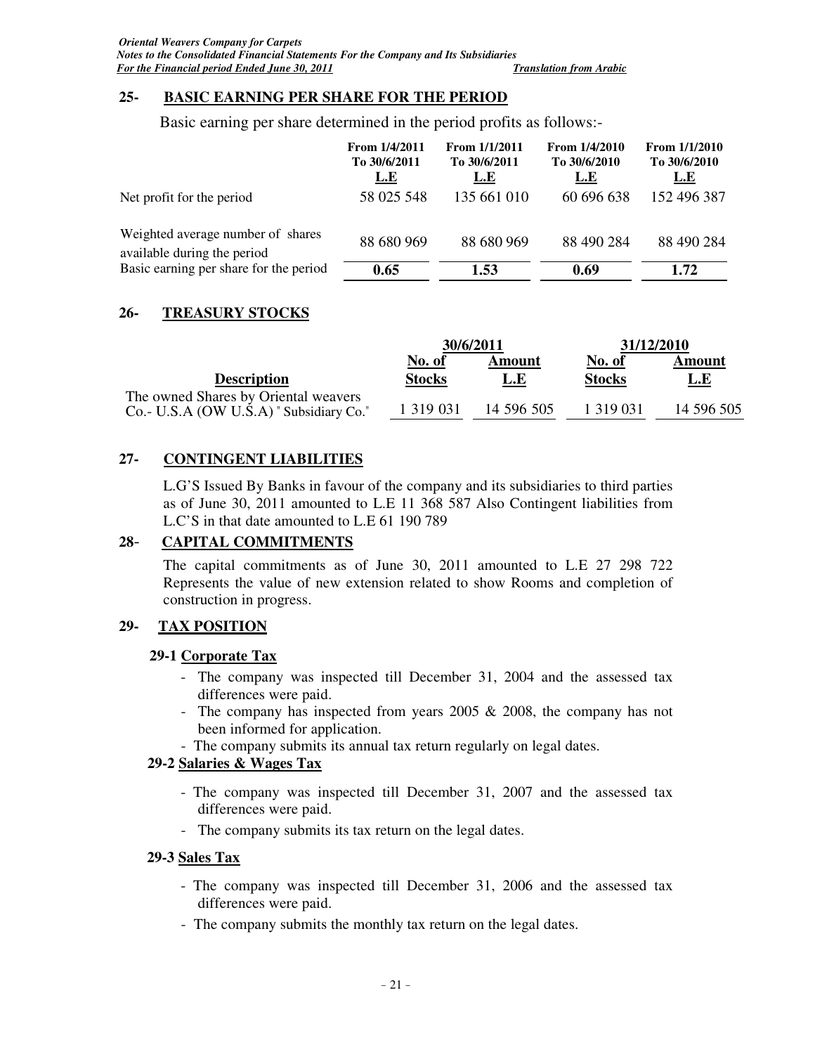## 25- BASIC EARNING PER SHARE FOR THE PERIOD

Basic earning per share determined in the period profits as follows:-

| | From 1/4/2011 To 30/6/2011 L.E | From 1/1/2011 To 30/6/2011 L.E | From 1/4/2010 To 30/6/2010 L.E | From 1/1/2010 To 30/6/2010 L.E |
|---|---|---|---|---|
| Net profit for the period | 58 025 548 | 135 661 010 | 60 696 638 | 152 496 387 |
| Weighted average number of shares available during the period | 88 680 969 | 88 680 969 | 88 490 284 | 88 490 284 |
| Basic earning per share for the period | **0.65** | **1.53** | **0.69** | **1.72** |

## 26- TREASURY STOCKS

| | 30/6/2011 | | 31/12/2010 | |
|---|---|---|---|---|
| **Description** | **No. of Stocks** | **Amount L.E** | **No. of Stocks** | **Amount L.E** |
| The owned Shares by Oriental weavers Co.- U.S.A (OW U.S.A) " Subsidiary Co." | 1 319 031 | 14 596 505 | 1 319 031 | 14 596 505 |

## 27- CONTINGENT LIABILITIES

L.G'S Issued By Banks in favour of the company and its subsidiaries to third parties as of June 30, 2011 amounted to L.E 11 368 587 Also Contingent liabilities from L.C'S in that date amounted to L.E 61 190 789

## 28- CAPITAL COMMITMENTS

The capital commitments as of June 30, 2011 amounted to L.E 27 298 722 Represents the value of new extension related to show Rooms and completion of construction in progress.

## 29- TAX POSITION

### 29-1 Corporate Tax

- The company was inspected till December 31, 2004 and the assessed tax differences were paid.
- The company has inspected from years 2005 & 2008, the company has not been informed for application.
- The company submits its annual tax return regularly on legal dates.

### 29-2 Salaries & Wages Tax

- The company was inspected till December 31, 2007 and the assessed tax differences were paid.
- The company submits its tax return on the legal dates.

### 29-3 Sales Tax

- The company was inspected till December 31, 2006 and the assessed tax differences were paid.
- The company submits the monthly tax return on the legal dates.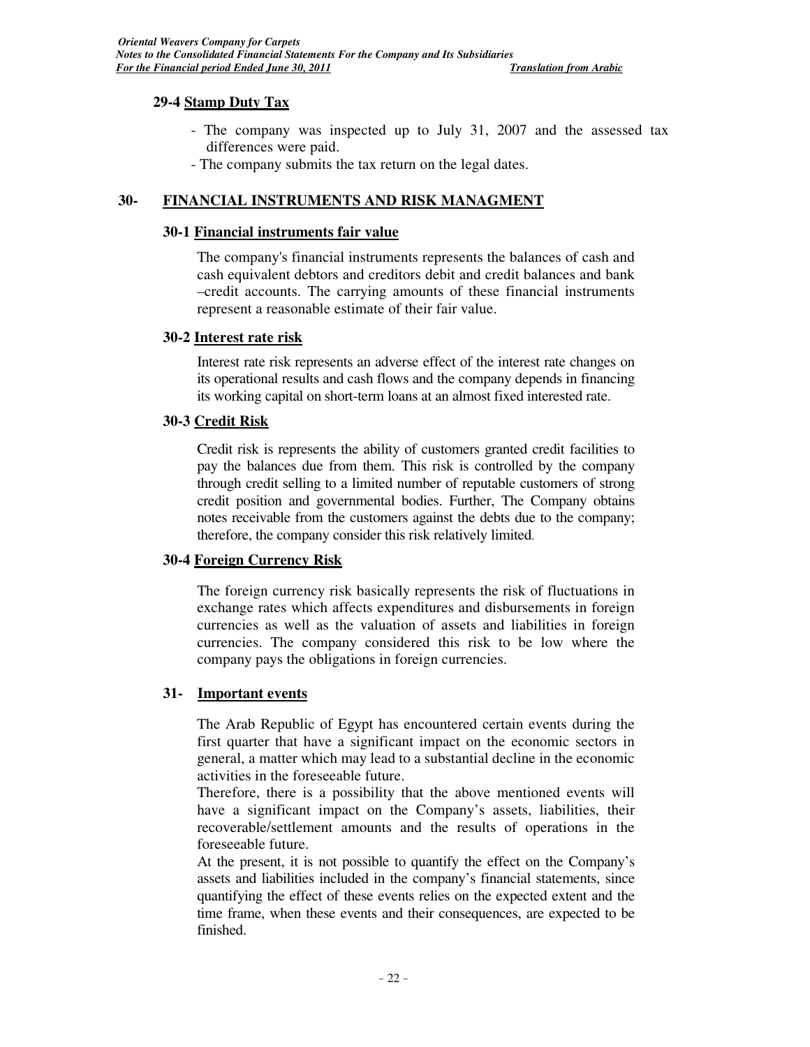### 29-4 Stamp Duty Tax

- The company was inspected up to July 31, 2007 and the assessed tax differences were paid.
- The company submits the tax return on the legal dates.

## 30- FINANCIAL INSTRUMENTS AND RISK MANAGMENT

### 30-1 Financial instruments fair value

The company's financial instruments represents the balances of cash and cash equivalent debtors and creditors debit and credit balances and bank –credit accounts. The carrying amounts of these financial instruments represent a reasonable estimate of their fair value.

### 30-2 Interest rate risk

Interest rate risk represents an adverse effect of the interest rate changes on its operational results and cash flows and the company depends in financing its working capital on short-term loans at an almost fixed interested rate.

### 30-3 Credit Risk

Credit risk is represents the ability of customers granted credit facilities to pay the balances due from them. This risk is controlled by the company through credit selling to a limited number of reputable customers of strong credit position and governmental bodies. Further, The Company obtains notes receivable from the customers against the debts due to the company; therefore, the company consider this risk relatively limited.

### 30-4 Foreign Currency Risk

The foreign currency risk basically represents the risk of fluctuations in exchange rates which affects expenditures and disbursements in foreign currencies as well as the valuation of assets and liabilities in foreign currencies. The company considered this risk to be low where the company pays the obligations in foreign currencies.

## 31- Important events

The Arab Republic of Egypt has encountered certain events during the first quarter that have a significant impact on the economic sectors in general, a matter which may lead to a substantial decline in the economic activities in the foreseeable future.

Therefore, there is a possibility that the above mentioned events will have a significant impact on the Company's assets, liabilities, their recoverable/settlement amounts and the results of operations in the foreseeable future.

At the present, it is not possible to quantify the effect on the Company's assets and liabilities included in the company's financial statements, since quantifying the effect of these events relies on the expected extent and the time frame, when these events and their consequences, are expected to be finished.